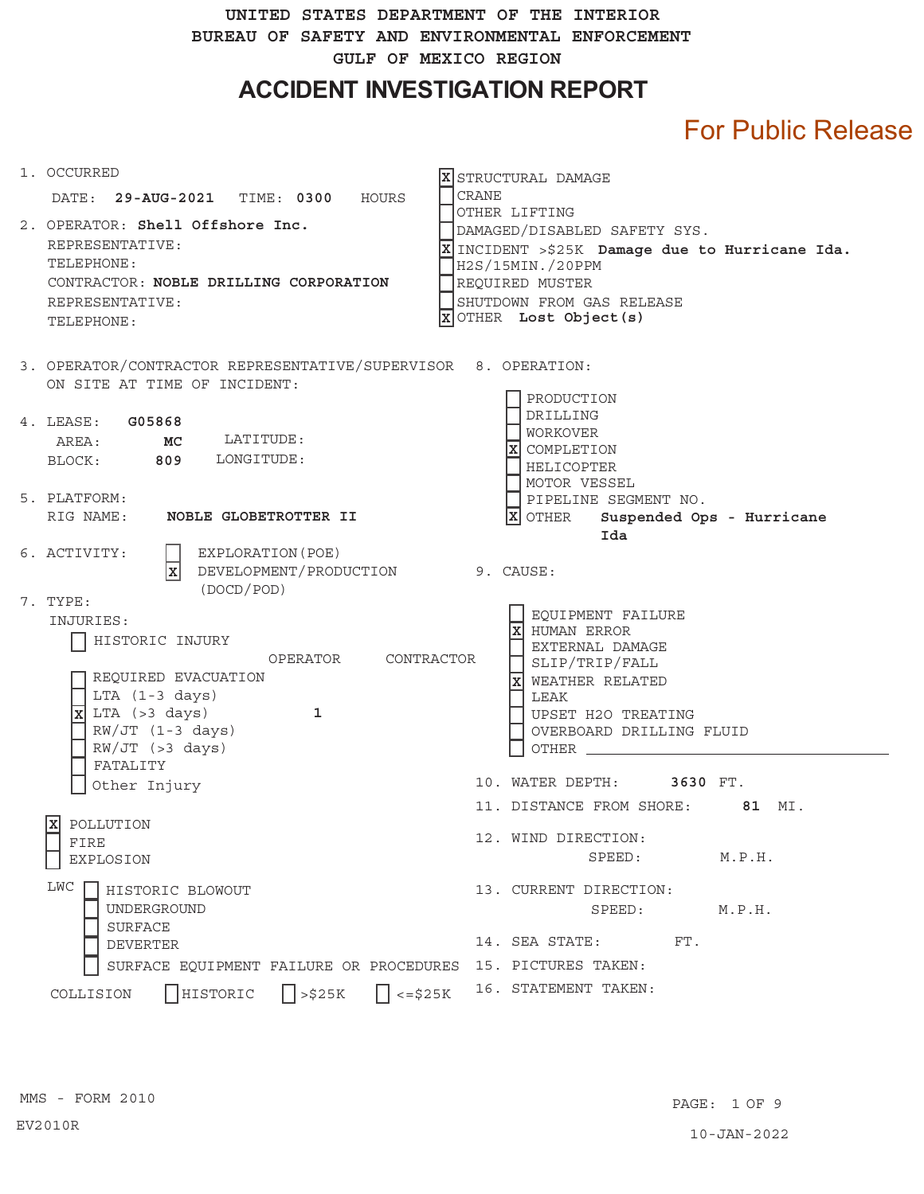UNITED STATES DEPARTMENT OF THE INTERIOR
BUREAU OF SAFETY AND ENVIRONMENTAL ENFORCEMENT
GULF OF MEXICO REGION

# ACCIDENT INVESTIGATION REPORT

For Public Release

1. OCCURRED
   DATE: **29-AUG-2021** TIME: **0300** HOURS

2. OPERATOR: **Shell Offshore Inc.**
   REPRESENTATIVE:
   TELEPHONE:
   CONTRACTOR: **NOBLE DRILLING CORPORATION**
   REPRESENTATIVE:
   TELEPHONE:

- [X] STRUCTURAL DAMAGE
- [ ] CRANE
- [ ] OTHER LIFTING
- [ ] DAMAGED/DISABLED SAFETY SYS.
- [X] INCIDENT >$25K **Damage due to Hurricane Ida.**
- [ ] H2S/15MIN./20PPM
- [ ] REQUIRED MUSTER
- [ ] SHUTDOWN FROM GAS RELEASE
- [X] OTHER **Lost Object(s)**

3. OPERATOR/CONTRACTOR REPRESENTATIVE/SUPERVISOR ON SITE AT TIME OF INCIDENT:

4. LEASE: **G05868**
   AREA: **MC** LATITUDE:
   BLOCK: **809** LONGITUDE:

5. PLATFORM:
   RIG NAME: **NOBLE GLOBETROTTER II**

6. ACTIVITY:
   - [ ] EXPLORATION(POE)
   - [X] DEVELOPMENT/PRODUCTION (DOCD/POD)

7. TYPE:
   INJURIES:
   - [ ] HISTORIC INJURY

| | OPERATOR | CONTRACTOR |
|---|---|---|
| [ ] REQUIRED EVACUATION | | |
| [ ] LTA (1-3 days) | | |
| [X] LTA (>3 days) | 1 | |
| [ ] RW/JT (1-3 days) | | |
| [ ] RW/JT (>3 days) | | |
| [ ] FATALITY | | |
| [ ] Other Injury | | |

- [X] POLLUTION
- [ ] FIRE
- [ ] EXPLOSION

LWC
- [ ] HISTORIC BLOWOUT
- [ ] UNDERGROUND
- [ ] SURFACE
- [ ] DEVERTER
- [ ] SURFACE EQUIPMENT FAILURE OR PROCEDURES

COLLISION [ ] HISTORIC [ ] >$25K [ ] <=$25K

8. OPERATION:
   - [ ] PRODUCTION
   - [ ] DRILLING
   - [ ] WORKOVER
   - [X] COMPLETION
   - [ ] HELICOPTER
   - [ ] MOTOR VESSEL
   - [ ] PIPELINE SEGMENT NO.
   - [X] OTHER **Suspended Ops - Hurricane Ida**

9. CAUSE:
   - [ ] EQUIPMENT FAILURE
   - [X] HUMAN ERROR
   - [ ] EXTERNAL DAMAGE
   - [ ] SLIP/TRIP/FALL
   - [X] WEATHER RELATED
   - [ ] LEAK
   - [ ] UPSET H2O TREATING
   - [ ] OVERBOARD DRILLING FLUID
   - [ ] OTHER

10. WATER DEPTH: **3630** FT.
11. DISTANCE FROM SHORE: **81** MI.
12. WIND DIRECTION:
    SPEED: M.P.H.
13. CURRENT DIRECTION:
    SPEED: M.P.H.
14. SEA STATE: FT.
15. PICTURES TAKEN:
16. STATEMENT TAKEN:

MMS - FORM 2010
EV2010R

10-JAN-2022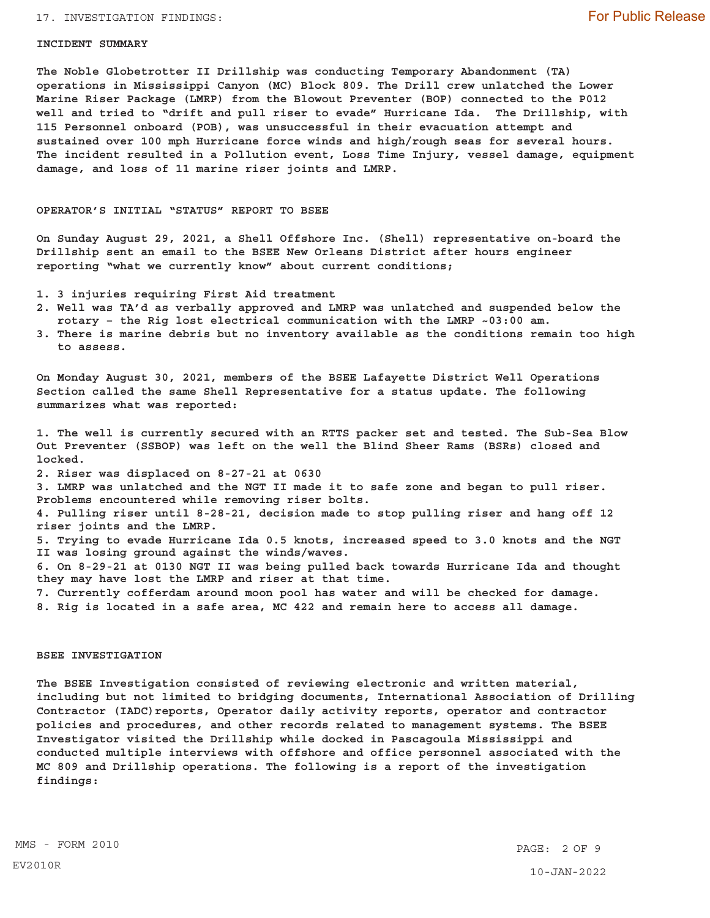17. INVESTIGATION FINDINGS:

**INCIDENT SUMMARY**

**The Noble Globetrotter II Drillship was conducting Temporary Abandonment (TA) operations in Mississippi Canyon (MC) Block 809. The Drill crew unlatched the Lower Marine Riser Package (LMRP) from the Blowout Preventer (BOP) connected to the P012 well and tried to "drift and pull riser to evade" Hurricane Ida. The Drillship, with 115 Personnel onboard (POB), was unsuccessful in their evacuation attempt and sustained over 100 mph Hurricane force winds and high/rough seas for several hours. The incident resulted in a Pollution event, Loss Time Injury, vessel damage, equipment damage, and loss of 11 marine riser joints and LMRP.**

**OPERATOR'S INITIAL "STATUS" REPORT TO BSEE**

**On Sunday August 29, 2021, a Shell Offshore Inc. (Shell) representative on-board the Drillship sent an email to the BSEE New Orleans District after hours engineer reporting "what we currently know" about current conditions;**

1. **3 injuries requiring First Aid treatment**
2. **Well was TA'd as verbally approved and LMRP was unlatched and suspended below the rotary - the Rig lost electrical communication with the LMRP ~03:00 am.**
3. **There is marine debris but no inventory available as the conditions remain too high to assess.**

**On Monday August 30, 2021, members of the BSEE Lafayette District Well Operations Section called the same Shell Representative for a status update. The following summarizes what was reported:**

1. **The well is currently secured with an RTTS packer set and tested. The Sub-Sea Blow Out Preventer (SSBOP) was left on the well the Blind Sheer Rams (BSRs) closed and locked.**
2. **Riser was displaced on 8-27-21 at 0630**
3. **LMRP was unlatched and the NGT II made it to safe zone and began to pull riser. Problems encountered while removing riser bolts.**
4. **Pulling riser until 8-28-21, decision made to stop pulling riser and hang off 12 riser joints and the LMRP.**
5. **Trying to evade Hurricane Ida 0.5 knots, increased speed to 3.0 knots and the NGT II was losing ground against the winds/waves.**
6. **On 8-29-21 at 0130 NGT II was being pulled back towards Hurricane Ida and thought they may have lost the LMRP and riser at that time.**
7. **Currently cofferdam around moon pool has water and will be checked for damage.**
8. **Rig is located in a safe area, MC 422 and remain here to access all damage.**

**BSEE INVESTIGATION**

**The BSEE Investigation consisted of reviewing electronic and written material, including but not limited to bridging documents, International Association of Drilling Contractor (IADC)reports, Operator daily activity reports, operator and contractor policies and procedures, and other records related to management systems. The BSEE Investigator visited the Drillship while docked in Pascagoula Mississippi and conducted multiple interviews with offshore and office personnel associated with the MC 809 and Drillship operations. The following is a report of the investigation findings:**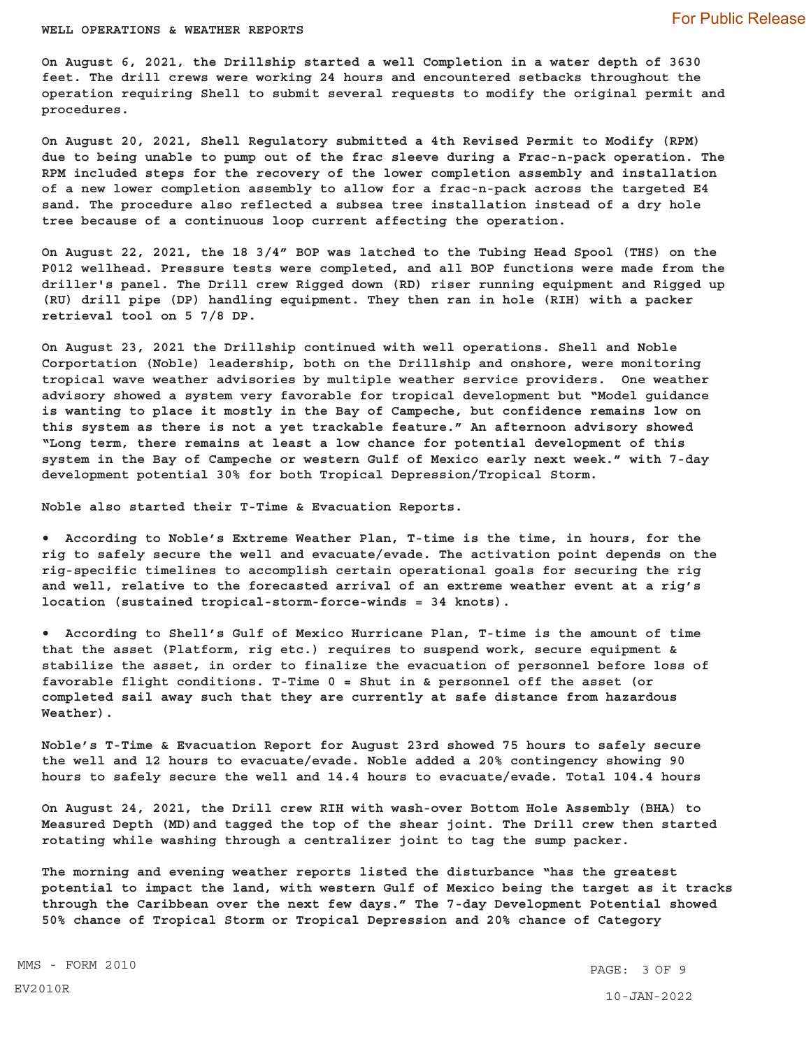WELL OPERATIONS & WEATHER REPORTS

On August 6, 2021, the Drillship started a well Completion in a water depth of 3630 feet. The drill crews were working 24 hours and encountered setbacks throughout the operation requiring Shell to submit several requests to modify the original permit and procedures.

On August 20, 2021, Shell Regulatory submitted a 4th Revised Permit to Modify (RPM) due to being unable to pump out of the frac sleeve during a Frac-n-pack operation. The RPM included steps for the recovery of the lower completion assembly and installation of a new lower completion assembly to allow for a frac-n-pack across the targeted E4 sand. The procedure also reflected a subsea tree installation instead of a dry hole tree because of a continuous loop current affecting the operation.

On August 22, 2021, the 18 3/4" BOP was latched to the Tubing Head Spool (THS) on the P012 wellhead. Pressure tests were completed, and all BOP functions were made from the driller's panel. The Drill crew Rigged down (RD) riser running equipment and Rigged up (RU) drill pipe (DP) handling equipment. They then ran in hole (RIH) with a packer retrieval tool on 5 7/8 DP.

On August 23, 2021 the Drillship continued with well operations. Shell and Noble Corporation (Noble) leadership, both on the Drillship and onshore, were monitoring tropical wave weather advisories by multiple weather service providers. One weather advisory showed a system very favorable for tropical development but "Model guidance is wanting to place it mostly in the Bay of Campeche, but confidence remains low on this system as there is not a yet trackable feature." An afternoon advisory showed "Long term, there remains at least a low chance for potential development of this system in the Bay of Campeche or western Gulf of Mexico early next week." with 7-day development potential 30% for both Tropical Depression/Tropical Storm.

Noble also started their T-Time & Evacuation Reports.

- According to Noble's Extreme Weather Plan, T-time is the time, in hours, for the rig to safely secure the well and evacuate/evade. The activation point depends on the rig-specific timelines to accomplish certain operational goals for securing the rig and well, relative to the forecasted arrival of an extreme weather event at a rig's location (sustained tropical-storm-force-winds = 34 knots).

- According to Shell's Gulf of Mexico Hurricane Plan, T-time is the amount of time that the asset (Platform, rig etc.) requires to suspend work, secure equipment & stabilize the asset, in order to finalize the evacuation of personnel before loss of favorable flight conditions. T-Time 0 = Shut in & personnel off the asset (or completed sail away such that they are currently at safe distance from hazardous Weather).

Noble's T-Time & Evacuation Report for August 23rd showed 75 hours to safely secure the well and 12 hours to evacuate/evade. Noble added a 20% contingency showing 90 hours to safely secure the well and 14.4 hours to evacuate/evade. Total 104.4 hours

On August 24, 2021, the Drill crew RIH with wash-over Bottom Hole Assembly (BHA) to Measured Depth (MD)and tagged the top of the shear joint. The Drill crew then started rotating while washing through a centralizer joint to tag the sump packer.

The morning and evening weather reports listed the disturbance "has the greatest potential to impact the land, with western Gulf of Mexico being the target as it tracks through the Caribbean over the next few days." The 7-day Development Potential showed 50% chance of Tropical Storm or Tropical Depression and 20% chance of Category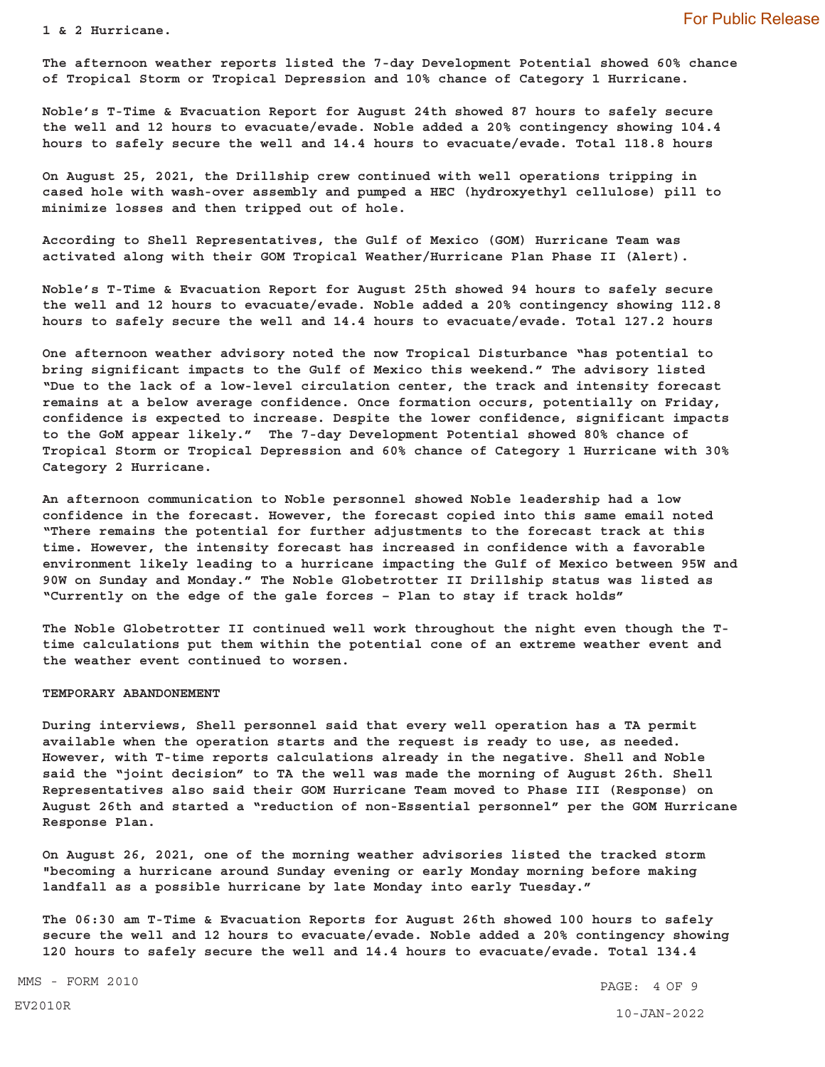1 & 2 Hurricane.

The afternoon weather reports listed the 7-day Development Potential showed 60% chance of Tropical Storm or Tropical Depression and 10% chance of Category 1 Hurricane.

Noble's T-Time & Evacuation Report for August 24th showed 87 hours to safely secure the well and 12 hours to evacuate/evade. Noble added a 20% contingency showing 104.4 hours to safely secure the well and 14.4 hours to evacuate/evade. Total 118.8 hours

On August 25, 2021, the Drillship crew continued with well operations tripping in cased hole with wash-over assembly and pumped a HEC (hydroxyethyl cellulose) pill to minimize losses and then tripped out of hole.

According to Shell Representatives, the Gulf of Mexico (GOM) Hurricane Team was activated along with their GOM Tropical Weather/Hurricane Plan Phase II (Alert).

Noble's T-Time & Evacuation Report for August 25th showed 94 hours to safely secure the well and 12 hours to evacuate/evade. Noble added a 20% contingency showing 112.8 hours to safely secure the well and 14.4 hours to evacuate/evade. Total 127.2 hours

One afternoon weather advisory noted the now Tropical Disturbance "has potential to bring significant impacts to the Gulf of Mexico this weekend." The advisory listed "Due to the lack of a low-level circulation center, the track and intensity forecast remains at a below average confidence. Once formation occurs, potentially on Friday, confidence is expected to increase. Despite the lower confidence, significant impacts to the GoM appear likely." The 7-day Development Potential showed 80% chance of Tropical Storm or Tropical Depression and 60% chance of Category 1 Hurricane with 30% Category 2 Hurricane.

An afternoon communication to Noble personnel showed Noble leadership had a low confidence in the forecast. However, the forecast copied into this same email noted "There remains the potential for further adjustments to the forecast track at this time. However, the intensity forecast has increased in confidence with a favorable environment likely leading to a hurricane impacting the Gulf of Mexico between 95W and 90W on Sunday and Monday." The Noble Globetrotter II Drillship status was listed as "Currently on the edge of the gale forces - Plan to stay if track holds"

The Noble Globetrotter II continued well work throughout the night even though the T-time calculations put them within the potential cone of an extreme weather event and the weather event continued to worsen.

TEMPORARY ABANDONEMENT

During interviews, Shell personnel said that every well operation has a TA permit available when the operation starts and the request is ready to use, as needed. However, with T-time reports calculations already in the negative. Shell and Noble said the "joint decision" to TA the well was made the morning of August 26th. Shell Representatives also said their GOM Hurricane Team moved to Phase III (Response) on August 26th and started a "reduction of non-Essential personnel" per the GOM Hurricane Response Plan.

On August 26, 2021, one of the morning weather advisories listed the tracked storm "becoming a hurricane around Sunday evening or early Monday morning before making landfall as a possible hurricane by late Monday into early Tuesday."

The 06:30 am T-Time & Evacuation Reports for August 26th showed 100 hours to safely secure the well and 12 hours to evacuate/evade. Noble added a 20% contingency showing 120 hours to safely secure the well and 14.4 hours to evacuate/evade. Total 134.4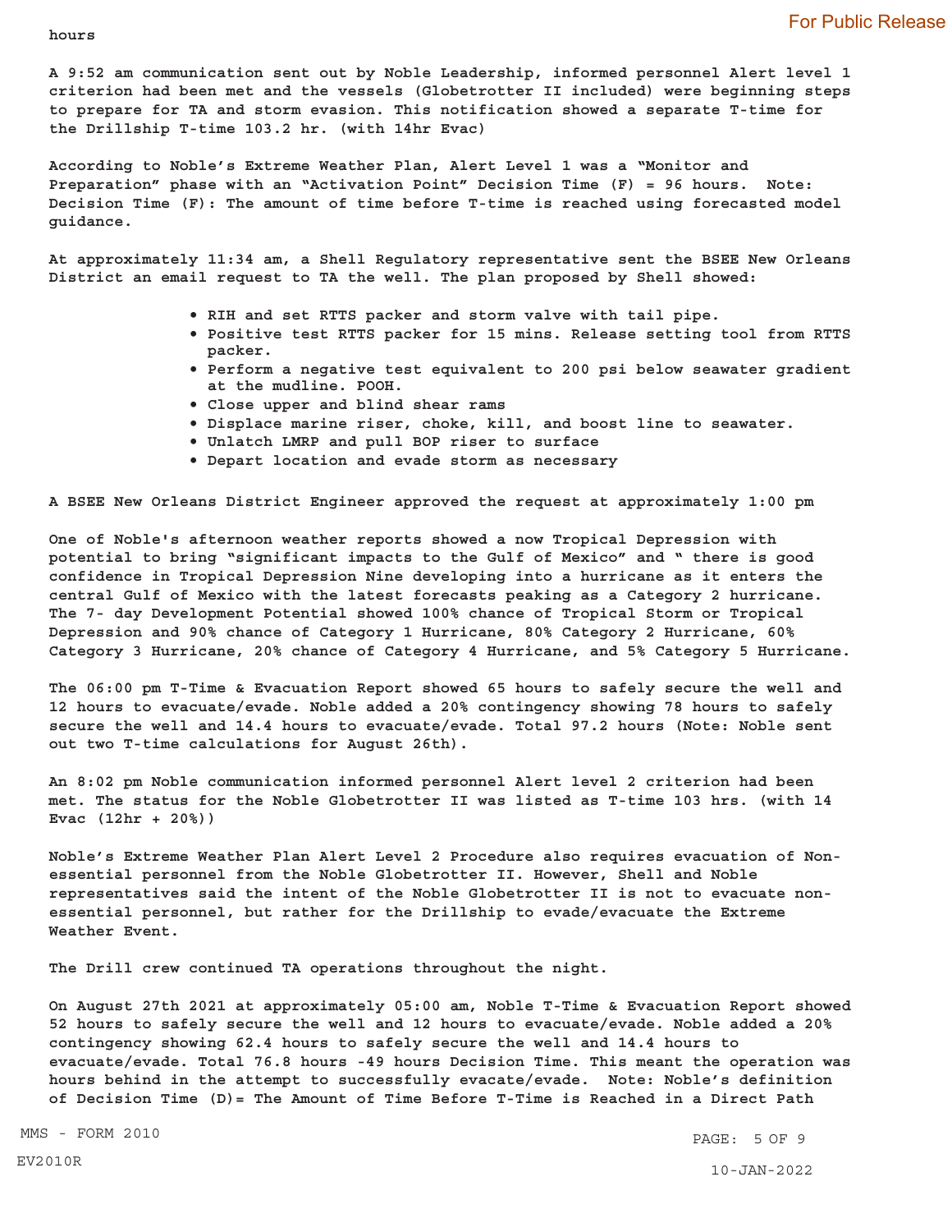hours

A 9:52 am communication sent out by Noble Leadership, informed personnel Alert level 1 criterion had been met and the vessels (Globetrotter II included) were beginning steps to prepare for TA and storm evasion. This notification showed a separate T-time for the Drillship T-time 103.2 hr. (with 14hr Evac)

According to Noble's Extreme Weather Plan, Alert Level 1 was a "Monitor and Preparation" phase with an "Activation Point" Decision Time (F) = 96 hours. Note: Decision Time (F): The amount of time before T-time is reached using forecasted model guidance.

At approximately 11:34 am, a Shell Regulatory representative sent the BSEE New Orleans District an email request to TA the well. The plan proposed by Shell showed:

- RIH and set RTTS packer and storm valve with tail pipe.
- Positive test RTTS packer for 15 mins. Release setting tool from RTTS packer.
- Perform a negative test equivalent to 200 psi below seawater gradient at the mudline. POOH.
- Close upper and blind shear rams
- Displace marine riser, choke, kill, and boost line to seawater.
- Unlatch LMRP and pull BOP riser to surface
- Depart location and evade storm as necessary

A BSEE New Orleans District Engineer approved the request at approximately 1:00 pm

One of Noble's afternoon weather reports showed a now Tropical Depression with potential to bring "significant impacts to the Gulf of Mexico" and " there is good confidence in Tropical Depression Nine developing into a hurricane as it enters the central Gulf of Mexico with the latest forecasts peaking as a Category 2 hurricane. The 7- day Development Potential showed 100% chance of Tropical Storm or Tropical Depression and 90% chance of Category 1 Hurricane, 80% Category 2 Hurricane, 60% Category 3 Hurricane, 20% chance of Category 4 Hurricane, and 5% Category 5 Hurricane.

The 06:00 pm T-Time & Evacuation Report showed 65 hours to safely secure the well and 12 hours to evacuate/evade. Noble added a 20% contingency showing 78 hours to safely secure the well and 14.4 hours to evacuate/evade. Total 97.2 hours (Note: Noble sent out two T-time calculations for August 26th).

An 8:02 pm Noble communication informed personnel Alert level 2 criterion had been met. The status for the Noble Globetrotter II was listed as T-time 103 hrs. (with 14 Evac (12hr + 20%))

Noble's Extreme Weather Plan Alert Level 2 Procedure also requires evacuation of Non-essential personnel from the Noble Globetrotter II. However, Shell and Noble representatives said the intent of the Noble Globetrotter II is not to evacuate non-essential personnel, but rather for the Drillship to evade/evacuate the Extreme Weather Event.

The Drill crew continued TA operations throughout the night.

On August 27th 2021 at approximately 05:00 am, Noble T-Time & Evacuation Report showed 52 hours to safely secure the well and 12 hours to evacuate/evade. Noble added a 20% contingency showing 62.4 hours to safely secure the well and 14.4 hours to evacuate/evade. Total 76.8 hours -49 hours Decision Time. This meant the operation was hours behind in the attempt to successfully evacate/evade. Note: Noble's definition of Decision Time (D)= The Amount of Time Before T-Time is Reached in a Direct Path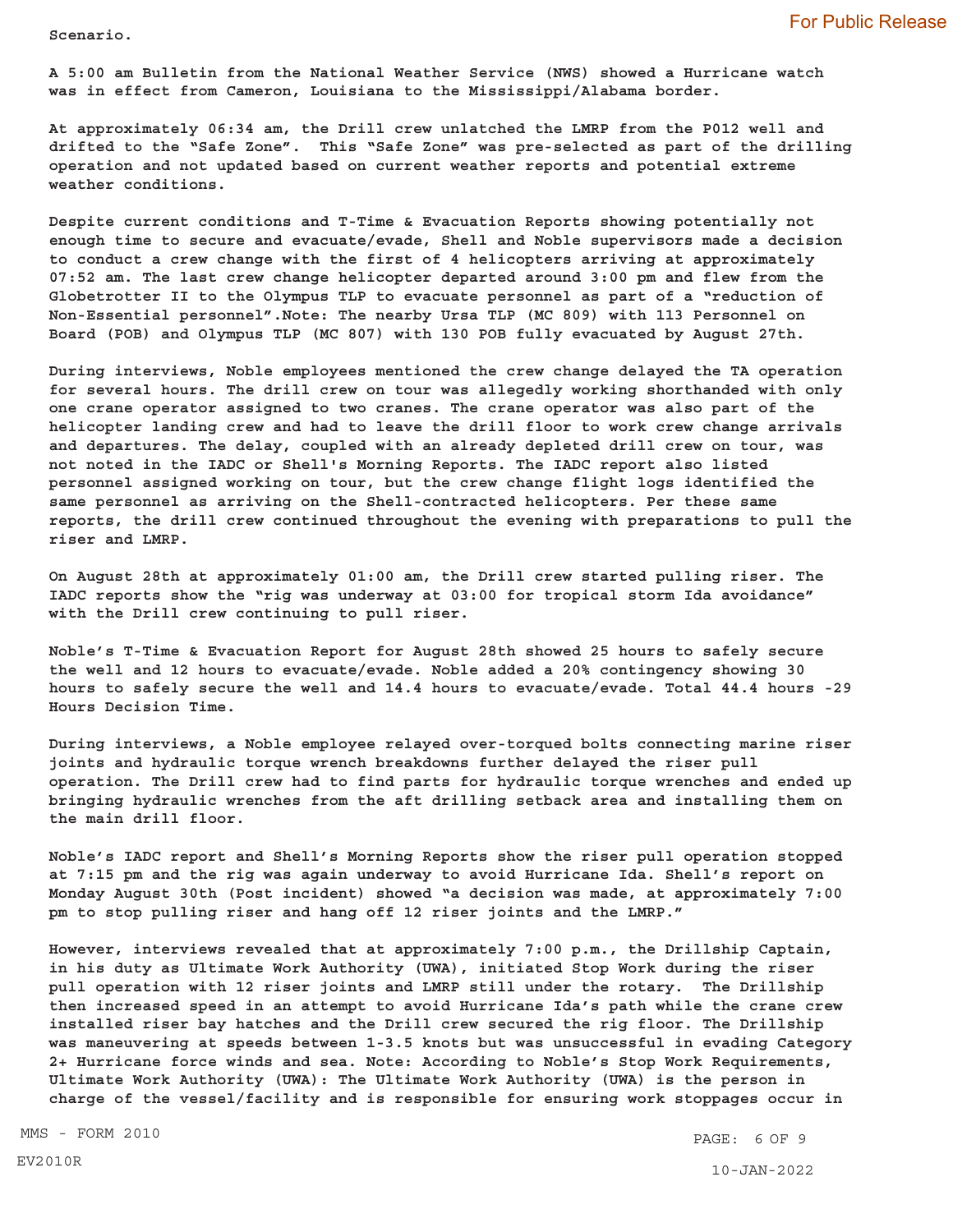Scenario.

A 5:00 am Bulletin from the National Weather Service (NWS) showed a Hurricane watch was in effect from Cameron, Louisiana to the Mississippi/Alabama border.

At approximately 06:34 am, the Drill crew unlatched the LMRP from the P012 well and drifted to the "Safe Zone". This "Safe Zone" was pre-selected as part of the drilling operation and not updated based on current weather reports and potential extreme weather conditions.

Despite current conditions and T-Time & Evacuation Reports showing potentially not enough time to secure and evacuate/evade, Shell and Noble supervisors made a decision to conduct a crew change with the first of 4 helicopters arriving at approximately 07:52 am. The last crew change helicopter departed around 3:00 pm and flew from the Globetrotter II to the Olympus TLP to evacuate personnel as part of a "reduction of Non-Essential personnel".Note: The nearby Ursa TLP (MC 809) with 113 Personnel on Board (POB) and Olympus TLP (MC 807) with 130 POB fully evacuated by August 27th.

During interviews, Noble employees mentioned the crew change delayed the TA operation for several hours. The drill crew on tour was allegedly working shorthanded with only one crane operator assigned to two cranes. The crane operator was also part of the helicopter landing crew and had to leave the drill floor to work crew change arrivals and departures. The delay, coupled with an already depleted drill crew on tour, was not noted in the IADC or Shell's Morning Reports. The IADC report also listed personnel assigned working on tour, but the crew change flight logs identified the same personnel as arriving on the Shell-contracted helicopters. Per these same reports, the drill crew continued throughout the evening with preparations to pull the riser and LMRP.

On August 28th at approximately 01:00 am, the Drill crew started pulling riser. The IADC reports show the "rig was underway at 03:00 for tropical storm Ida avoidance" with the Drill crew continuing to pull riser.

Noble's T-Time & Evacuation Report for August 28th showed 25 hours to safely secure the well and 12 hours to evacuate/evade. Noble added a 20% contingency showing 30 hours to safely secure the well and 14.4 hours to evacuate/evade. Total 44.4 hours -29 Hours Decision Time.

During interviews, a Noble employee relayed over-torqued bolts connecting marine riser joints and hydraulic torque wrench breakdowns further delayed the riser pull operation. The Drill crew had to find parts for hydraulic torque wrenches and ended up bringing hydraulic wrenches from the aft drilling setback area and installing them on the main drill floor.

Noble's IADC report and Shell's Morning Reports show the riser pull operation stopped at 7:15 pm and the rig was again underway to avoid Hurricane Ida. Shell's report on Monday August 30th (Post incident) showed "a decision was made, at approximately 7:00 pm to stop pulling riser and hang off 12 riser joints and the LMRP."

However, interviews revealed that at approximately 7:00 p.m., the Drillship Captain, in his duty as Ultimate Work Authority (UWA), initiated Stop Work during the riser pull operation with 12 riser joints and LMRP still under the rotary. The Drillship then increased speed in an attempt to avoid Hurricane Ida's path while the crane crew installed riser bay hatches and the Drill crew secured the rig floor. The Drillship was maneuvering at speeds between 1-3.5 knots but was unsuccessful in evading Category 2+ Hurricane force winds and sea. Note: According to Noble's Stop Work Requirements, Ultimate Work Authority (UWA): The Ultimate Work Authority (UWA) is the person in charge of the vessel/facility and is responsible for ensuring work stoppages occur in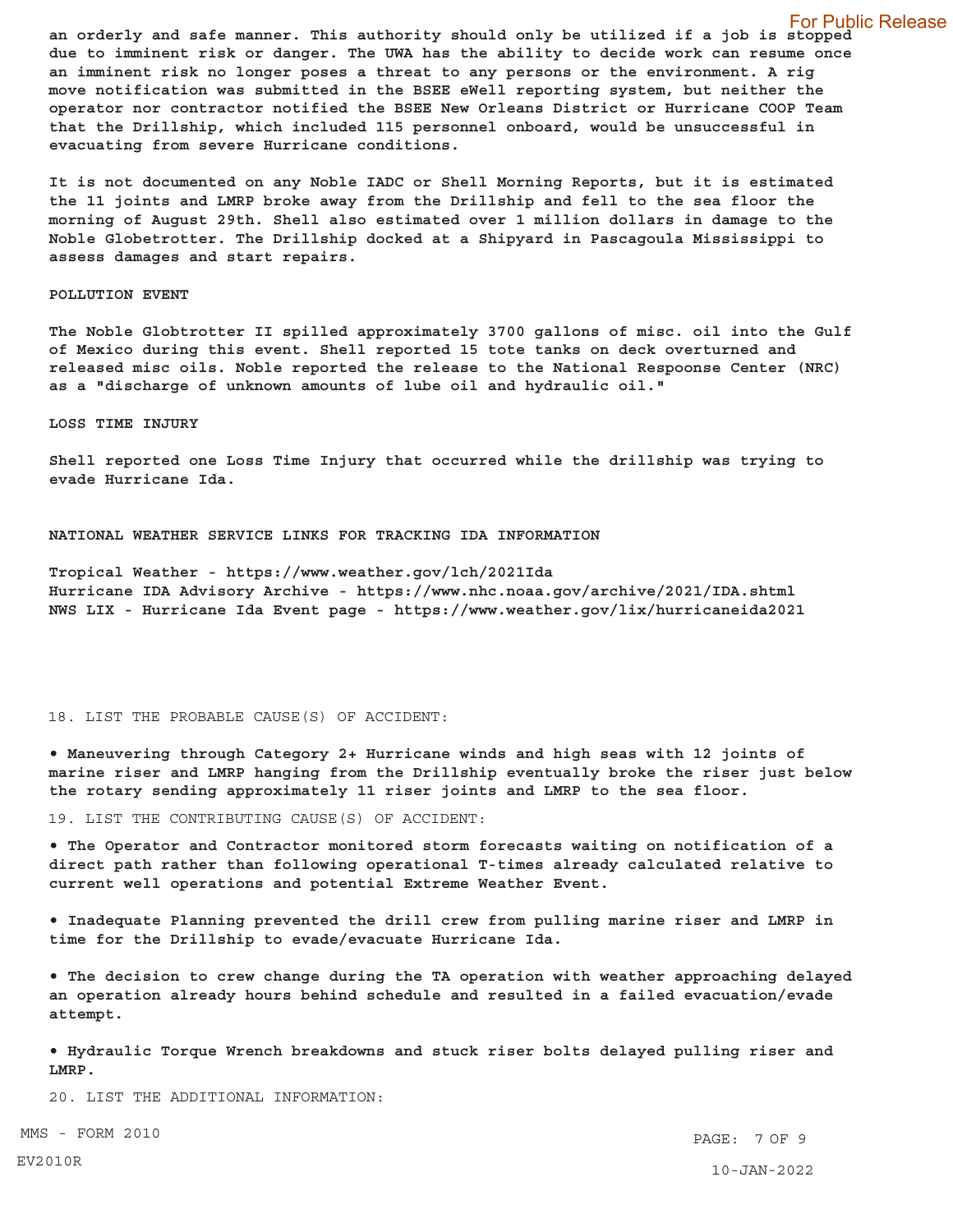an orderly and safe manner. This authority should only be utilized if a job is stopped due to imminent risk or danger. The UWA has the ability to decide work can resume once an imminent risk no longer poses a threat to any persons or the environment. A rig move notification was submitted in the BSEE eWell reporting system, but neither the operator nor contractor notified the BSEE New Orleans District or Hurricane COOP Team that the Drillship, which included 115 personnel onboard, would be unsuccessful in evacuating from severe Hurricane conditions.

It is not documented on any Noble IADC or Shell Morning Reports, but it is estimated the 11 joints and LMRP broke away from the Drillship and fell to the sea floor the morning of August 29th. Shell also estimated over 1 million dollars in damage to the Noble Globetrotter. The Drillship docked at a Shipyard in Pascagoula Mississippi to assess damages and start repairs.

POLLUTION EVENT

The Noble Globtrotter II spilled approximately 3700 gallons of misc. oil into the Gulf of Mexico during this event. Shell reported 15 tote tanks on deck overturned and released misc oils. Noble reported the release to the National Respoonse Center (NRC) as a "discharge of unknown amounts of lube oil and hydraulic oil."

LOSS TIME INJURY

Shell reported one Loss Time Injury that occurred while the drillship was trying to evade Hurricane Ida.

NATIONAL WEATHER SERVICE LINKS FOR TRACKING IDA INFORMATION

Tropical Weather - https://www.weather.gov/lch/2021Ida
Hurricane IDA Advisory Archive - https://www.nhc.noaa.gov/archive/2021/IDA.shtml
NWS LIX - Hurricane Ida Event page - https://www.weather.gov/lix/hurricaneida2021

18. LIST THE PROBABLE CAUSE(S) OF ACCIDENT:

- Maneuvering through Category 2+ Hurricane winds and high seas with 12 joints of marine riser and LMRP hanging from the Drillship eventually broke the riser just below the rotary sending approximately 11 riser joints and LMRP to the sea floor.

19. LIST THE CONTRIBUTING CAUSE(S) OF ACCIDENT:

- The Operator and Contractor monitored storm forecasts waiting on notification of a direct path rather than following operational T-times already calculated relative to current well operations and potential Extreme Weather Event.

- Inadequate Planning prevented the drill crew from pulling marine riser and LMRP in time for the Drillship to evade/evacuate Hurricane Ida.

- The decision to crew change during the TA operation with weather approaching delayed an operation already hours behind schedule and resulted in a failed evacuation/evade attempt.

- Hydraulic Torque Wrench breakdowns and stuck riser bolts delayed pulling riser and LMRP.

20. LIST THE ADDITIONAL INFORMATION: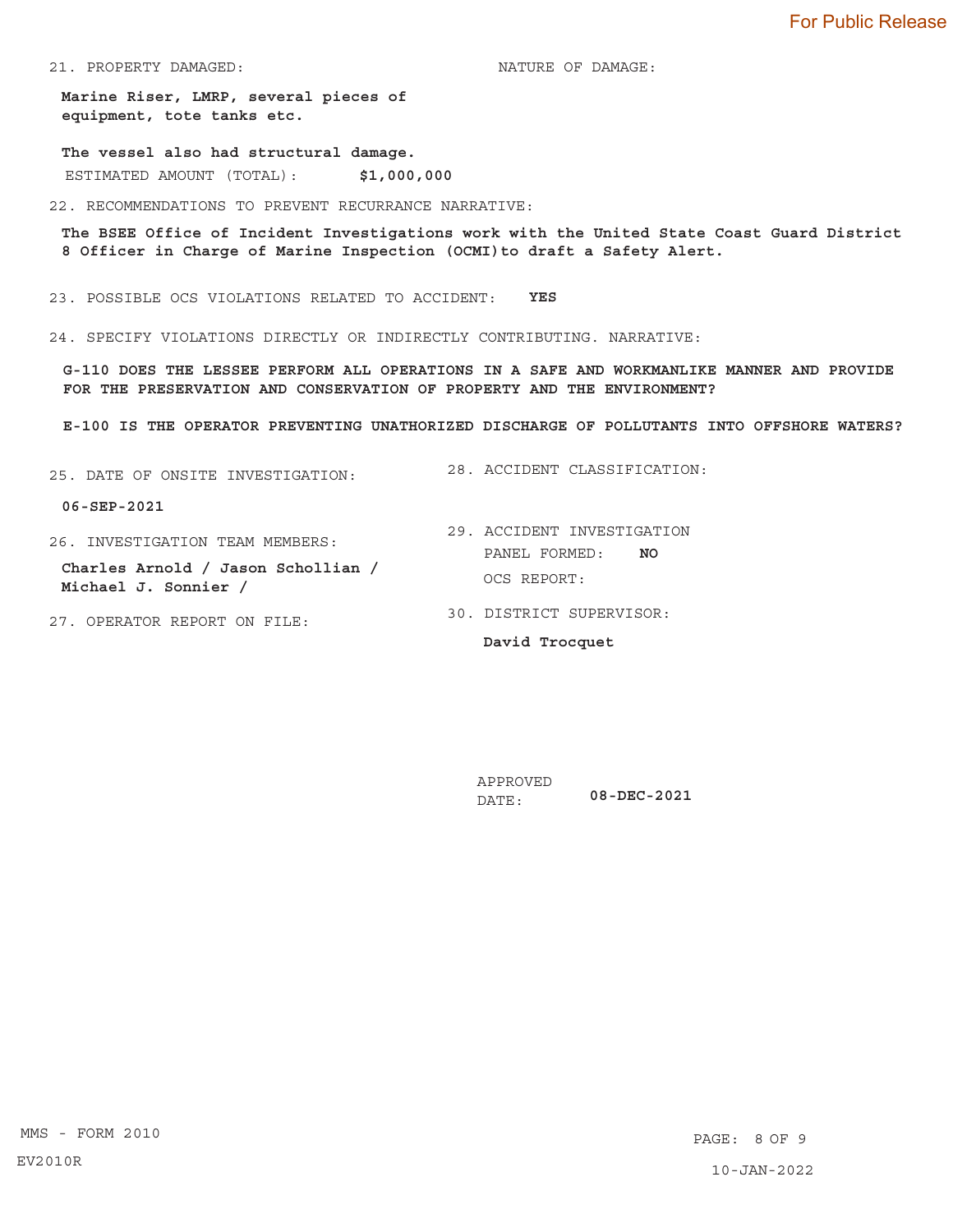For Public Release

21. PROPERTY DAMAGED:

**Marine Riser, LMRP, several pieces of equipment, tote tanks etc.**

**The vessel also had structural damage.**

NATURE OF DAMAGE:

ESTIMATED AMOUNT (TOTAL): **$1,000,000**

22. RECOMMENDATIONS TO PREVENT RECURRANCE NARRATIVE:

**The BSEE Office of Incident Investigations work with the United State Coast Guard District 8 Officer in Charge of Marine Inspection (OCMI)to draft a Safety Alert.**

23. POSSIBLE OCS VIOLATIONS RELATED TO ACCIDENT: **YES**

24. SPECIFY VIOLATIONS DIRECTLY OR INDIRECTLY CONTRIBUTING. NARRATIVE:

**G-110 DOES THE LESSEE PERFORM ALL OPERATIONS IN A SAFE AND WORKMANLIKE MANNER AND PROVIDE FOR THE PRESERVATION AND CONSERVATION OF PROPERTY AND THE ENVIRONMENT?**

**E-100 IS THE OPERATOR PREVENTING UNATHORIZED DISCHARGE OF POLLUTANTS INTO OFFSHORE WATERS?**

25. DATE OF ONSITE INVESTIGATION:

**06-SEP-2021**

26. INVESTIGATION TEAM MEMBERS:

**Charles Arnold / Jason Schollian / Michael J. Sonnier /**

27. OPERATOR REPORT ON FILE:

28. ACCIDENT CLASSIFICATION:

29. ACCIDENT INVESTIGATION PANEL FORMED: **NO**

OCS REPORT:

30. DISTRICT SUPERVISOR:

**David Trocquet**

APPROVED DATE: **08-DEC-2021**

MMS - FORM 2010

EV2010R

10-JAN-2022